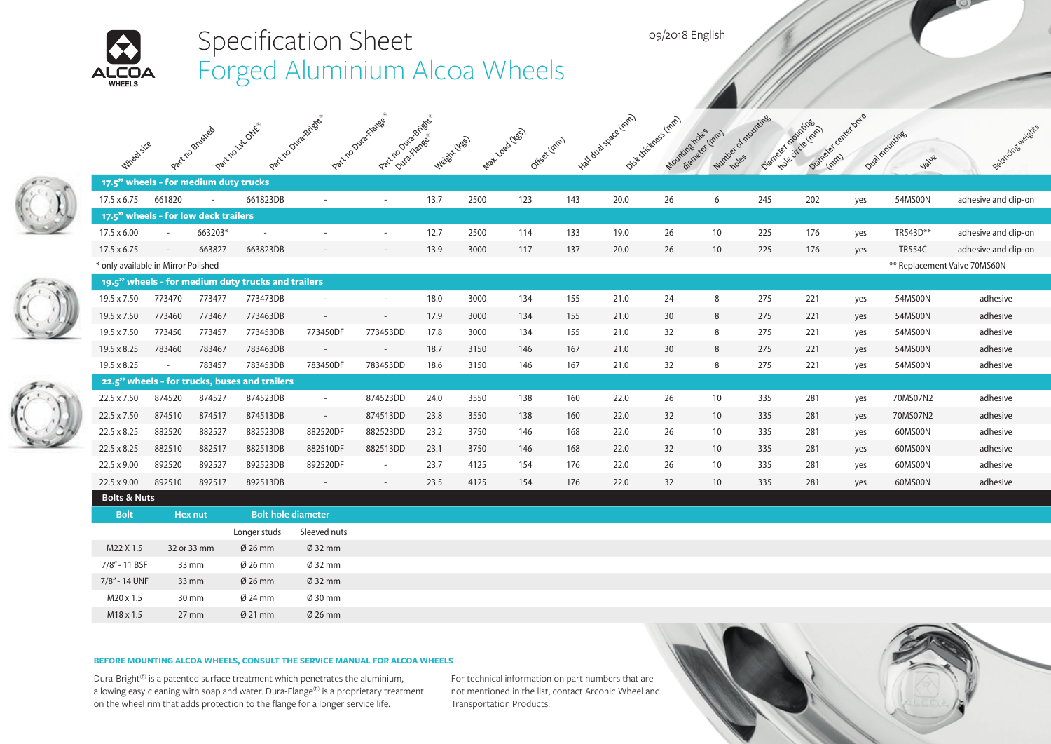# Specification Sheet

## Forged Aluminium Alcoa Wheels

09/2018 English

| Wheel size | Part no Brushed | Part no LvL ONE® | Part no Dura-Bright® | Part no Dura-Flange® | Part no Dura-Bright® Dura-Flange® | Weight (kgs) | Max. Load (kgs) | Offset (mm) | Half dual space (mm) | Disk thickness (mm) | Mounting holes diameter (mm) | Number of mounting holes | Diameter mounting hole circle (mm) | Diameter center bore (mm) | Dual mounting | Valve | Balancing weights |
|---|---|---|---|---|---|---|---|---|---|---|---|---|---|---|---|---|---|
| **17.5" wheels - for medium duty trucks** | | | | | | | | | | | | | | | | | |
| 17.5 x 6.75 | 661820 | - | 661823DB | - | - | 13.7 | 2500 | 123 | 143 | 20.0 | 26 | 6 | 245 | 202 | yes | 54MS00N | adhesive and clip-on |
| **17.5" wheels - for low deck trailers** | | | | | | | | | | | | | | | | | |
| 17.5 x 6.00 | - | 663203* | - | - | - | 12.7 | 2500 | 114 | 133 | 19.0 | 26 | 10 | 225 | 176 | yes | TR543D** | adhesive and clip-on |
| 17.5 x 6.75 | - | 663827 | 663823DB | - | - | 13.9 | 3000 | 117 | 137 | 20.0 | 26 | 10 | 225 | 176 | yes | TR554C | adhesive and clip-on |
| * only available in Mirror Polished | | | | | | | | | | | | | | | | ** Replacement Valve 70MS60N | |
| **19.5" wheels - for medium duty trucks and trailers** | | | | | | | | | | | | | | | | | |
| 19.5 x 7.50 | 773470 | 773477 | 773473DB | - | - | 18.0 | 3000 | 134 | 155 | 21.0 | 24 | 8 | 275 | 221 | yes | 54MS00N | adhesive |
| 19.5 x 7.50 | 773460 | 773467 | 773463DB | - | - | 17.9 | 3000 | 134 | 155 | 21.0 | 30 | 8 | 275 | 221 | yes | 54MS00N | adhesive |
| 19.5 x 7.50 | 773450 | 773457 | 773453DB | 773450DF | 773453DD | 17.8 | 3000 | 134 | 155 | 21.0 | 32 | 8 | 275 | 221 | yes | 54MS00N | adhesive |
| 19.5 x 8.25 | 783460 | 783467 | 783463DB | - | - | 18.7 | 3150 | 146 | 167 | 21.0 | 30 | 8 | 275 | 221 | yes | 54MS00N | adhesive |
| 19.5 x 8.25 | - | 783457 | 783453DB | 783450DF | 783453DD | 18.6 | 3150 | 146 | 167 | 21.0 | 32 | 8 | 275 | 221 | yes | 54MS00N | adhesive |
| **22.5" wheels - for trucks, buses and trailers** | | | | | | | | | | | | | | | | | |
| 22.5 x 7.50 | 874520 | 874527 | 874523DB | - | 874523DD | 24.0 | 3550 | 138 | 160 | 22.0 | 26 | 10 | 335 | 281 | yes | 70MS07N2 | adhesive |
| 22.5 x 7.50 | 874510 | 874517 | 874513DB | - | 874513DD | 23.8 | 3550 | 138 | 160 | 22.0 | 32 | 10 | 335 | 281 | yes | 70MS07N2 | adhesive |
| 22.5 x 8.25 | 882520 | 882527 | 882523DB | 882520DF | 882523DD | 23.2 | 3750 | 146 | 168 | 22.0 | 26 | 10 | 335 | 281 | yes | 60MS00N | adhesive |
| 22.5 x 8.25 | 882510 | 882517 | 882513DB | 882510DF | 882513DD | 23.1 | 3750 | 146 | 168 | 22.0 | 32 | 10 | 335 | 281 | yes | 60MS00N | adhesive |
| 22.5 x 9.00 | 892520 | 892527 | 892523DB | 892520DF | - | 23.7 | 4125 | 154 | 176 | 22.0 | 26 | 10 | 335 | 281 | yes | 60MS00N | adhesive |
| 22.5 x 9.00 | 892510 | 892517 | 892513DB | - | - | 23.5 | 4125 | 154 | 176 | 22.0 | 32 | 10 | 335 | 281 | yes | 60MS00N | adhesive |

### Bolts & Nuts

| Bolt | Hex nut | Bolt hole diameter | |
|---|---|---|---|
| | | Longer studs | Sleeved nuts |
| M22 X 1.5 | 32 or 33 mm | Ø 26 mm | Ø 32 mm |
| 7/8" - 11 BSF | 33 mm | Ø 26 mm | Ø 32 mm |
| 7/8" - 14 UNF | 33 mm | Ø 26 mm | Ø 32 mm |
| M20 x 1.5 | 30 mm | Ø 24 mm | Ø 30 mm |
| M18 x 1.5 | 27 mm | Ø 21 mm | Ø 26 mm |

**BEFORE MOUNTING ALCOA WHEELS, CONSULT THE SERVICE MANUAL FOR ALCOA WHEELS**

Dura-Bright® is a patented surface treatment which penetrates the aluminium, allowing easy cleaning with soap and water. Dura-Flange® is a proprietary treatment on the wheel rim that adds protection to the flange for a longer service life.

For technical information on part numbers that are not mentioned in the list, contact Arconic Wheel and Transportation Products.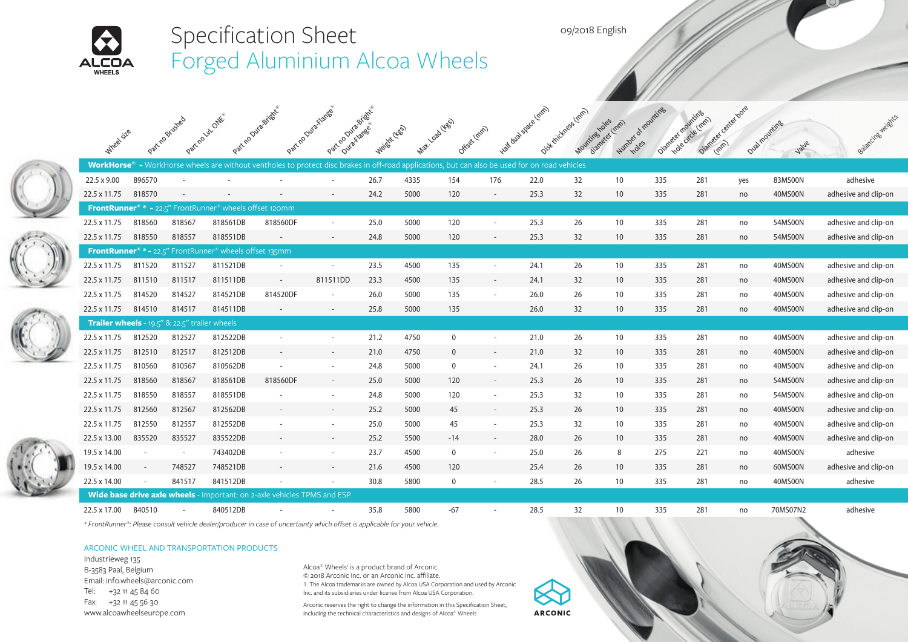# Specification Sheet

## Forged Aluminium Alcoa Wheels

09/2018 English

| Wheel size | Part no Brushed | Part no LvL ONE® | Part no Dura-Bright® | Part no Dura-Flange® | Part no Dura-Bright® Dura-Flange® | Weight (kgs) | Max. Load (kgs) | Offset (mm) | Half dual space (mm) | Disk thickness (mm) | Mounting holes diameter (mm) | Number of mounting holes | Diameter mounting hole circle (mm) | Diameter center bore (mm) | Dual mounting | Valve | Balancing weights |
|---|---|---|---|---|---|---|---|---|---|---|---|---|---|---|---|---|---|
| **WorkHorse® - WorkHorse wheels are without ventholes to protect disc brakes in off-road applications, but can also be used for on road vehicles** | | | | | | | | | | | | | | | | | |
| 22.5 x 9.00 | 896570 | - | - | - | - | 26.7 | 4335 | 154 | 176 | 22.0 | 32 | 10 | 335 | 281 | yes | 83MS00N | adhesive |
| 22.5 x 11.75 | 818570 | - | - | - | - | 24.2 | 5000 | 120 | - | 25.3 | 32 | 10 | 335 | 281 | no | 40MS00N | adhesive and clip-on |
| **FrontRunner® * - 22.5" FrontRunner® wheels offset 120mm** | | | | | | | | | | | | | | | | | |
| 22.5 x 11.75 | 818560 | 818567 | 818561DB | 818560DF | - | 25.0 | 5000 | 120 | - | 25.3 | 26 | 10 | 335 | 281 | no | 54MS00N | adhesive and clip-on |
| 22.5 x 11.75 | 818550 | 818557 | 818551DB | - | - | 24.8 | 5000 | 120 | - | 25.3 | 32 | 10 | 335 | 281 | no | 54MS00N | adhesive and clip-on |
| **FrontRunner® * - 22.5" FrontRunner® wheels offset 135mm** | | | | | | | | | | | | | | | | | |
| 22.5 x 11.75 | 811520 | 811527 | 811521DB | - | - | 23.5 | 4500 | 135 | - | 24.1 | 26 | 10 | 335 | 281 | no | 40MS00N | adhesive and clip-on |
| 22.5 x 11.75 | 811510 | 811517 | 811511DB | - | 811511DD | 23.3 | 4500 | 135 | - | 24.1 | 32 | 10 | 335 | 281 | no | 40MS00N | adhesive and clip-on |
| 22.5 x 11.75 | 814520 | 814527 | 814521DB | 814520DF | - | 26.0 | 5000 | 135 | - | 26.0 | 26 | 10 | 335 | 281 | no | 40MS00N | adhesive and clip-on |
| 22.5 x 11.75 | 814510 | 814517 | 814511DB | - | - | 25.8 | 5000 | 135 | - | 26.0 | 32 | 10 | 335 | 281 | no | 40MS00N | adhesive and clip-on |
| **Trailer wheels - 19.5" & 22.5" trailer wheels** | | | | | | | | | | | | | | | | | |
| 22.5 x 11.75 | 812520 | 812527 | 812522DB | - | - | 21.2 | 4750 | 0 | - | 21.0 | 26 | 10 | 335 | 281 | no | 40MS00N | adhesive and clip-on |
| 22.5 x 11.75 | 812510 | 812517 | 812512DB | - | - | 21.0 | 4750 | 0 | - | 21.0 | 32 | 10 | 335 | 281 | no | 40MS00N | adhesive and clip-on |
| 22.5 x 11.75 | 810560 | 810567 | 810562DB | - | - | 24.8 | 5000 | 0 | - | 24.1 | 26 | 10 | 335 | 281 | no | 40MS00N | adhesive and clip-on |
| 22.5 x 11.75 | 818560 | 818567 | 818561DB | 818560DF | - | 25.0 | 5000 | 120 | - | 25.3 | 26 | 10 | 335 | 281 | no | 54MS00N | adhesive and clip-on |
| 22.5 x 11.75 | 818550 | 818557 | 818551DB | - | - | 24.8 | 5000 | 120 | - | 25.3 | 32 | 10 | 335 | 281 | no | 54MS00N | adhesive and clip-on |
| 22.5 x 11.75 | 812560 | 812567 | 812562DB | - | - | 25.2 | 5000 | 45 | - | 25.3 | 26 | 10 | 335 | 281 | no | 40MS00N | adhesive and clip-on |
| 22.5 x 11.75 | 812550 | 812557 | 812552DB | - | - | 25.0 | 5000 | 45 | - | 25.3 | 32 | 10 | 335 | 281 | no | 40MS00N | adhesive and clip-on |
| 22.5 x 13.00 | 835520 | 835527 | 835522DB | - | - | 25.2 | 5500 | -14 | - | 28.0 | 26 | 10 | 335 | 281 | no | 40MS00N | adhesive and clip-on |
| 19.5 x 14.00 | - | - | 743402DB | - | - | 23.7 | 4500 | 0 | - | 25.0 | 26 | 8 | 275 | 221 | no | 40MS00N | adhesive |
| 19.5 x 14.00 | - | 748527 | 748521DB | - | - | 21.6 | 4500 | 120 | - | 25.4 | 26 | 10 | 335 | 281 | no | 60MS00N | adhesive and clip-on |
| 22.5 x 14.00 | - | 841517 | 841512DB | - | - | 30.8 | 5800 | 0 | - | 28.5 | 26 | 10 | 335 | 281 | no | 40MS00N | adhesive |
| **Wide base drive axle wheels - Important: on 2-axle vehicles TPMS and ESP** | | | | | | | | | | | | | | | | | |
| 22.5 x 17.00 | 840510 | - | 840512DB | - | - | 35.8 | 5800 | -67 | - | 28.5 | 32 | 10 | 335 | 281 | no | 70MS07N2 | adhesive |

*\* FrontRunner®: Please consult vehicle dealer/producer in case of uncertainty which offset is applicable for your vehicle.*

ARCONIC WHEEL AND TRANSPORTATION PRODUCTS
Industrieweg 135
B-3583 Paal, Belgium
Email: info.wheels@arconic.com
Tel: +32 11 45 84 60
Fax: +32 11 45 56 30
www.alcoawheelseurope.com

Alcoa® Wheels[1] is a product brand of Arconic.
© 2018 Arconic Inc. or an Arconic Inc. affiliate.
1. The Alcoa trademarks are owned by Alcoa USA Corporation and used by Arconic Inc. and its subsidiaries under license from Alcoa USA Corporation.

Arconic reserves the right to change the information in this Specification Sheet, including the technical characteristics and designs of Alcoa® Wheels

ARCONIC